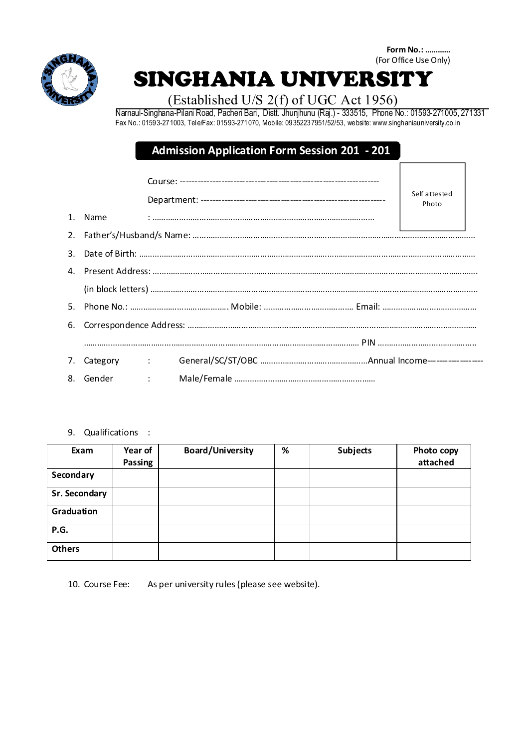**Form No.: …………**
(For Office Use Only)

# SINGHANIA UNIVERSITY

(Established U/S 2(f) of UGC Act 1956)

Narnaul-Singhana-Pilani Road, Pacheri Bari, Distt. Jhunjhunu (Raj.) - 333515, Phone No.: 01593-271005, 271331
Fax No.: 01593-271003, Tele/Fax: 01593-271070, Mobile: 09352237951/52/53, website: www.singhaniauniversity.co.in

## Admission Application Form Session 201 - 201

Course: ---------------------------------------------------------------------

Department: --------------------------------------------------------------

Self attested Photo

1. Name : …………………………………………………………………………………
2. Father's/Husband/s Name: ……………………………………………………………………………………………………
3. Date of Birth: …………………………………………………………………………………………………………………
4. Present Address: ………………………………………………………………………………………………………………
   (in block letters) ………………………………………………………………………………………………………………
5. Phone No.: ……………………………………. Mobile: ………………………………… Email: ……………………………………
6. Correspondence Address: ……………………………………………………………………………………………………
   ………………………………………………………………………………………………………… PIN ……………………………………
7. Category : General/SC/ST/OBC ………………………………………………Annual Income-------------------
8. Gender : Male/Female ………………………………………………………………

9. Qualifications :

| Exam | Year of Passing | Board/University | % | Subjects | Photo copy attached |
|---|---|---|---|---|---|
| **Secondary** | | | | | |
| **Sr. Secondary** | | | | | |
| **Graduation** | | | | | |
| **P.G.** | | | | | |
| **Others** | | | | | |

10. Course Fee: As per university rules (please see website).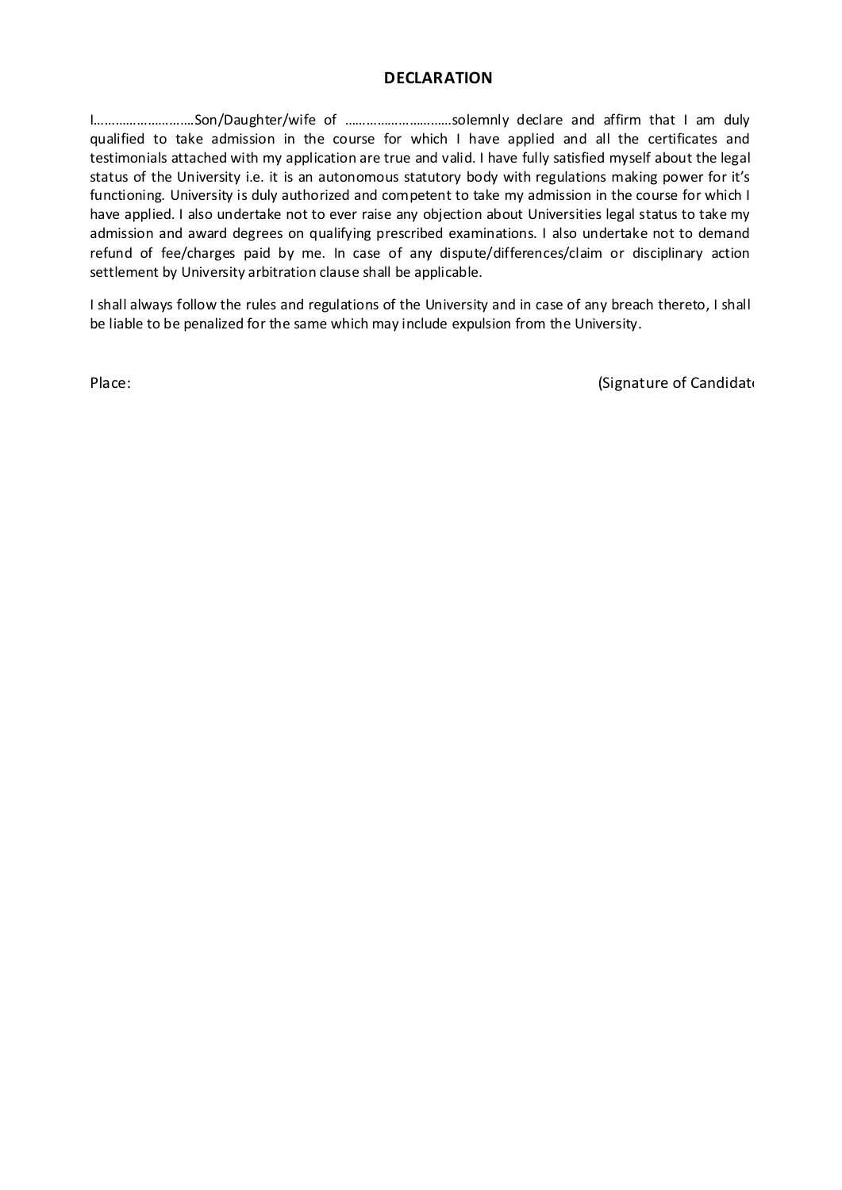## DECLARATION

I………………………Son/Daughter/wife of ………………………solemnly declare and affirm that I am duly qualified to take admission in the course for which I have applied and all the certificates and testimonials attached with my application are true and valid. I have fully satisfied myself about the legal status of the University i.e. it is an autonomous statutory body with regulations making power for it's functioning. University is duly authorized and competent to take my admission in the course for which I have applied. I also undertake not to ever raise any objection about Universities legal status to take my admission and award degrees on qualifying prescribed examinations. I also undertake not to demand refund of fee/charges paid by me. In case of any dispute/differences/claim or disciplinary action settlement by University arbitration clause shall be applicable.

I shall always follow the rules and regulations of the University and in case of any breach thereto, I shall be liable to be penalized for the same which may include expulsion from the University.

Place: (Signature of Candidate